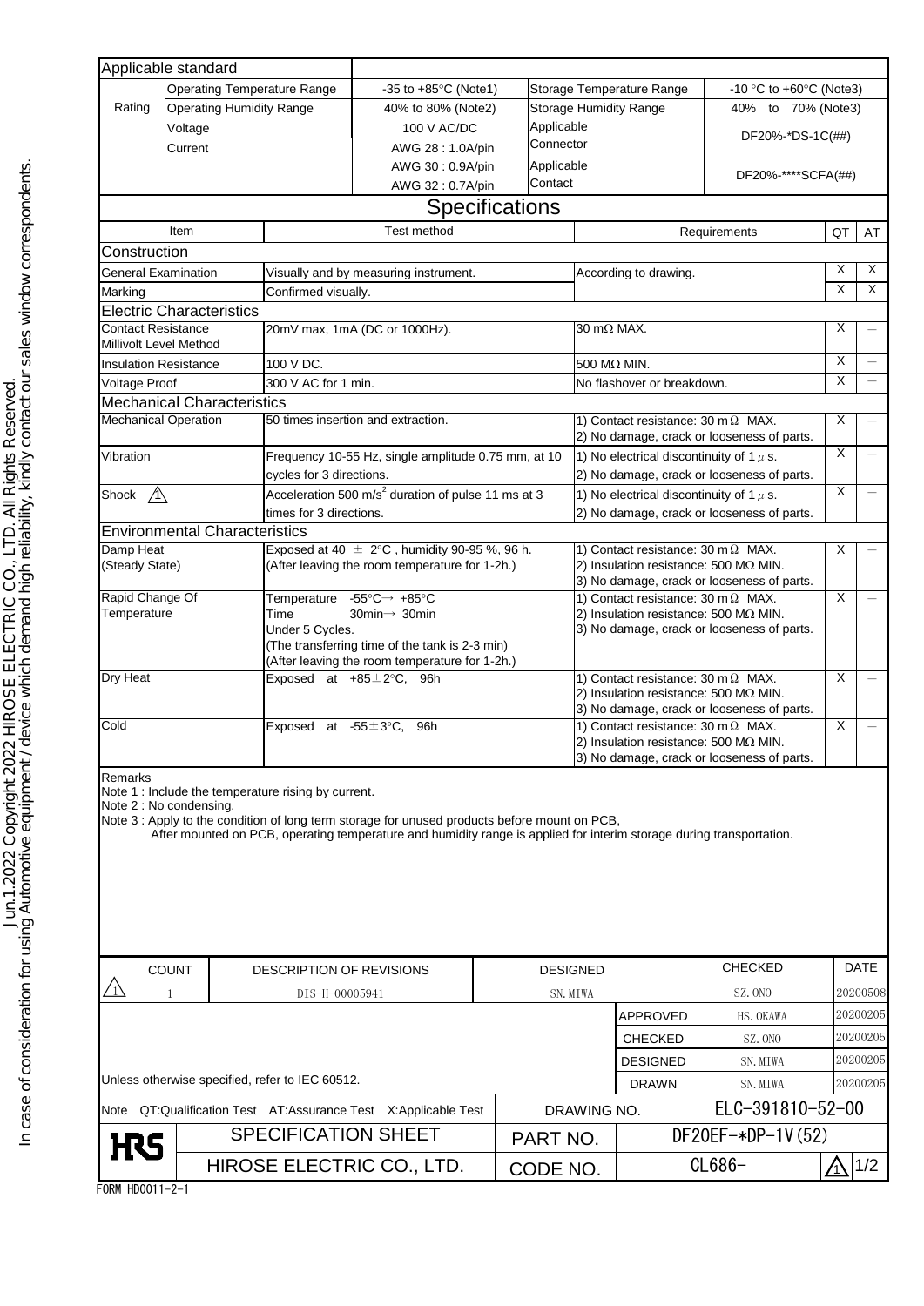| Applicable standard | | | | | |
|---|---|---|---|---|---|
| Rating | Operating Temperature Range | -35 to +85°C (Note1) | Storage Temperature Range | -10 °C to +60°C (Note3) |
| | Operating Humidity Range | 40% to 80% (Note2) | Storage Humidity Range | 40% to 70% (Note3) |
| | Voltage | 100 V AC/DC | Applicable Connector | DF20%-*DS-1C(##) |
| | Current | AWG 28 : 1.0A/pin<br>AWG 30 : 0.9A/pin<br>AWG 32 : 0.7A/pin | Applicable Contact | DF20%-****SCFA(##) |

## Specifications

| Item | Test method | Requirements | QT | AT |
|---|---|---|---|---|
| **Construction** | | | | |
| General Examination | Visually and by measuring instrument. | According to drawing. | X | X |
| Marking | Confirmed visually. | | X | X |
| **Electric Characteristics** | | | | |
| Contact Resistance Millivolt Level Method | 20mV max, 1mA (DC or 1000Hz). | 30 mΩ MAX. | X | — |
| Insulation Resistance | 100 V DC. | 500 MΩ MIN. | X | — |
| Voltage Proof | 300 V AC for 1 min. | No flashover or breakdown. | X | — |
| **Mechanical Characteristics** | | | | |
| Mechanical Operation | 50 times insertion and extraction. | 1) Contact resistance: 30 mΩ MAX.<br>2) No damage, crack or looseness of parts. | X | — |
| Vibration | Frequency 10-55 Hz, single amplitude 0.75 mm, at 10 cycles for 3 directions. | 1) No electrical discontinuity of 1 μs.<br>2) No damage, crack or looseness of parts. | X | — |
| Shock ⚠1 | Acceleration 500 $m/s^2$ duration of pulse 11 ms at 3 times for 3 directions. | 1) No electrical discontinuity of 1 μs.<br>2) No damage, crack or looseness of parts. | X | — |
| **Environmental Characteristics** | | | | |
| Damp Heat (Steady State) | Exposed at 40 ± 2°C , humidity 90-95 %, 96 h.<br>(After leaving the room temperature for 1-2h.) | 1) Contact resistance: 30 mΩ MAX.<br>2) Insulation resistance: 500 MΩ MIN.<br>3) No damage, crack or looseness of parts. | X | — |
| Rapid Change Of Temperature | Temperature -55°C→ +85°C<br>Time 30min→ 30min<br>Under 5 Cycles.<br>(The transferring time of the tank is 2-3 min)<br>(After leaving the room temperature for 1-2h.) | 1) Contact resistance: 30 mΩ MAX.<br>2) Insulation resistance: 500 MΩ MIN.<br>3) No damage, crack or looseness of parts. | X | — |
| Dry Heat | Exposed at +85±2°C, 96h | 1) Contact resistance: 30 mΩ MAX.<br>2) Insulation resistance: 500 MΩ MIN.<br>3) No damage, crack or looseness of parts. | X | — |
| Cold | Exposed at -55±3°C, 96h | 1) Contact resistance: 30 mΩ MAX.<br>2) Insulation resistance: 500 MΩ MIN.<br>3) No damage, crack or looseness of parts. | X | — |

Remarks
Note 1 : Include the temperature rising by current.
Note 2 : No condensing.
Note 3 : Apply to the condition of long term storage for unused products before mount on PCB,
After mounted on PCB, operating temperature and humidity range is applied for interim storage during transportation.

| | COUNT | DESCRIPTION OF REVISIONS | DESIGNED | CHECKED | DATE |
|---|---|---|---|---|---|
| ⚠1 | 1 | DIS-H-00005941 | SN. MIWA | SZ. ONO | 20200508 |

| | | |
|---|---|---|
| APPROVED | HS. OKAWA | 20200205 |
| CHECKED | SZ. ONO | 20200205 |
| DESIGNED | SN. MIWA | 20200205 |
| DRAWN | SN. MIWA | 20200205 |

Unless otherwise specified, refer to IEC 60512.

Note QT:Qualification Test AT:Assurance Test X:Applicable Test

| HRS | SPECIFICATION SHEET | DRAWING NO. | ELC-391810-52-00 |
|---|---|---|---|
| | | PART NO. | DF20EF-*DP-1V(52) |
| | HIROSE ELECTRIC CO., LTD. | CODE NO. | CL686- ⚠1 |

FORM HD0011-2-1

Jun.1.2022 Copyright 2022 HIROSE ELECTRIC CO., LTD. All Rights Reserved.
In case of consideration for using Automotive equipment / device which demand high reliability, kindly contact our sales window correspondents.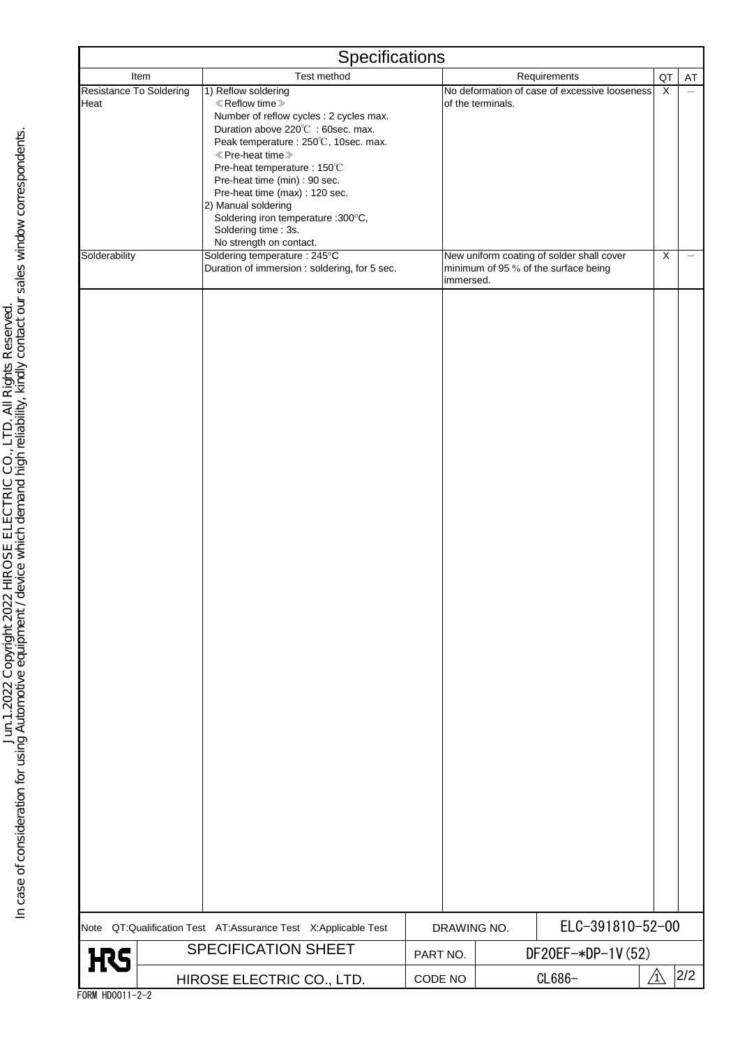# Specifications

| Item | Test method | Requirements | QT | AT |
|---|---|---|---|---|
| Resistance To Soldering Heat | 1) Reflow soldering<br>≪Reflow time≫<br>Number of reflow cycles : 2 cycles max.<br>Duration above 220℃ : 60sec. max.<br>Peak temperature : 250℃, 10sec. max.<br>≪Pre-heat time≫<br>Pre-heat temperature : 150℃<br>Pre-heat time (min) : 90 sec.<br>Pre-heat time (max) : 120 sec.<br>2) Manual soldering<br>Soldering iron temperature :300°C,<br>Soldering time : 3s.<br>No strength on contact. | No deformation of case of excessive looseness of the terminals. | X | ― |
| Solderability | Soldering temperature : 245°C<br>Duration of immersion : soldering, for 5 sec. | New uniform coating of solder shall cover minimum of 95 % of the surface being immersed. | X | ― |

Note QT:Qualification Test AT:Assurance Test X:Applicable Test

| | | | |
|---|---|---|---|
| | | DRAWING NO. | ELC-391810-52-00 |
| HRS | SPECIFICATION SHEET | PART NO. | DF20EF-*DP-1V(52) |
| | HIROSE ELECTRIC CO., LTD. | CODE NO | CL686- |

FORM HD0011-2-2

Jun.1.2022 Copyright 2022 HIROSE ELECTRIC CO., LTD. All Rights Reserved.
In case of consideration for using Automotive equipment / device which demand high reliability, kindly contact our sales window correspondents.